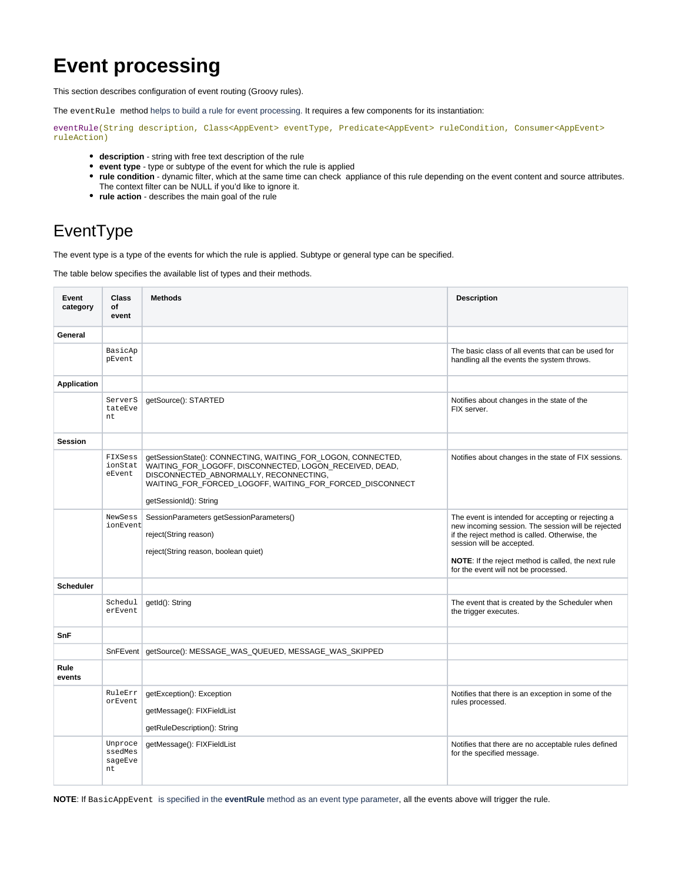# Event processing

This section describes configuration of event routing (Groovy rules).

The `eventRule` method helps to build a rule for event processing. It requires a few components for its instantiation:

```
eventRule(String description, Class<AppEvent> eventType, Predicate<AppEvent> ruleCondition, Consumer<AppEvent> ruleAction)
```

- **description** - string with free text description of the rule
- **event type** - type or subtype of the event for which the rule is applied
- **rule condition** - dynamic filter, which at the same time can check appliance of this rule depending on the event content and source attributes. The context filter can be NULL if you'd like to ignore it.
- **rule action** - describes the main goal of the rule

## EventType

The event type is a type of the events for which the rule is applied. Subtype or general type can be specified.

The table below specifies the available list of types and their methods.

| Event category | Class of event | Methods | Description |
|---|---|---|---|
| **General** | | | |
| | `BasicAppEvent` | | The basic class of all events that can be used for handling all the events the system throws. |
| **Application** | | | |
| | `ServerStateEvent` | getSource(): STARTED | Notifies about changes in the state of the FIX server. |
| **Session** | | | |
| | `FIXSessionStateEvent` | getSessionState(): CONNECTING, WAITING_FOR_LOGON, CONNECTED, WAITING_FOR_LOGOFF, DISCONNECTED, LOGON_RECEIVED, DEAD, DISCONNECTED_ABNORMALLY, RECONNECTING, WAITING_FOR_FORCED_LOGOFF, WAITING_FOR_FORCED_DISCONNECT<br><br>getSessionId(): String | Notifies about changes in the state of FIX sessions. |
| | `NewSessionEvent` | SessionParameters getSessionParameters()<br><br>reject(String reason)<br><br>reject(String reason, boolean quiet) | The event is intended for accepting or rejecting a new incoming session. The session will be rejected if the reject method is called. Otherwise, the session will be accepted.<br><br>**NOTE**: If the reject method is called, the next rule for the event will not be processed. |
| **Scheduler** | | | |
| | `SchedulerEvent` | getId(): String | The event that is created by the Scheduler when the trigger executes. |
| **SnF** | | | |
| | SnFEvent | getSource(): MESSAGE_WAS_QUEUED, MESSAGE_WAS_SKIPPED | |
| **Rule events** | | | |
| | `RuleErrorEvent` | getException(): Exception<br><br>getMessage(): FIXFieldList<br><br>getRuleDescription(): String | Notifies that there is an exception in some of the rules processed. |
| | `UnprocessedMessageEvent` | getMessage(): FIXFieldList | Notifies that there are no acceptable rules defined for the specified message. |

**NOTE**: If `BasicAppEvent` is specified in the **eventRule** method as an event type parameter, all the events above will trigger the rule.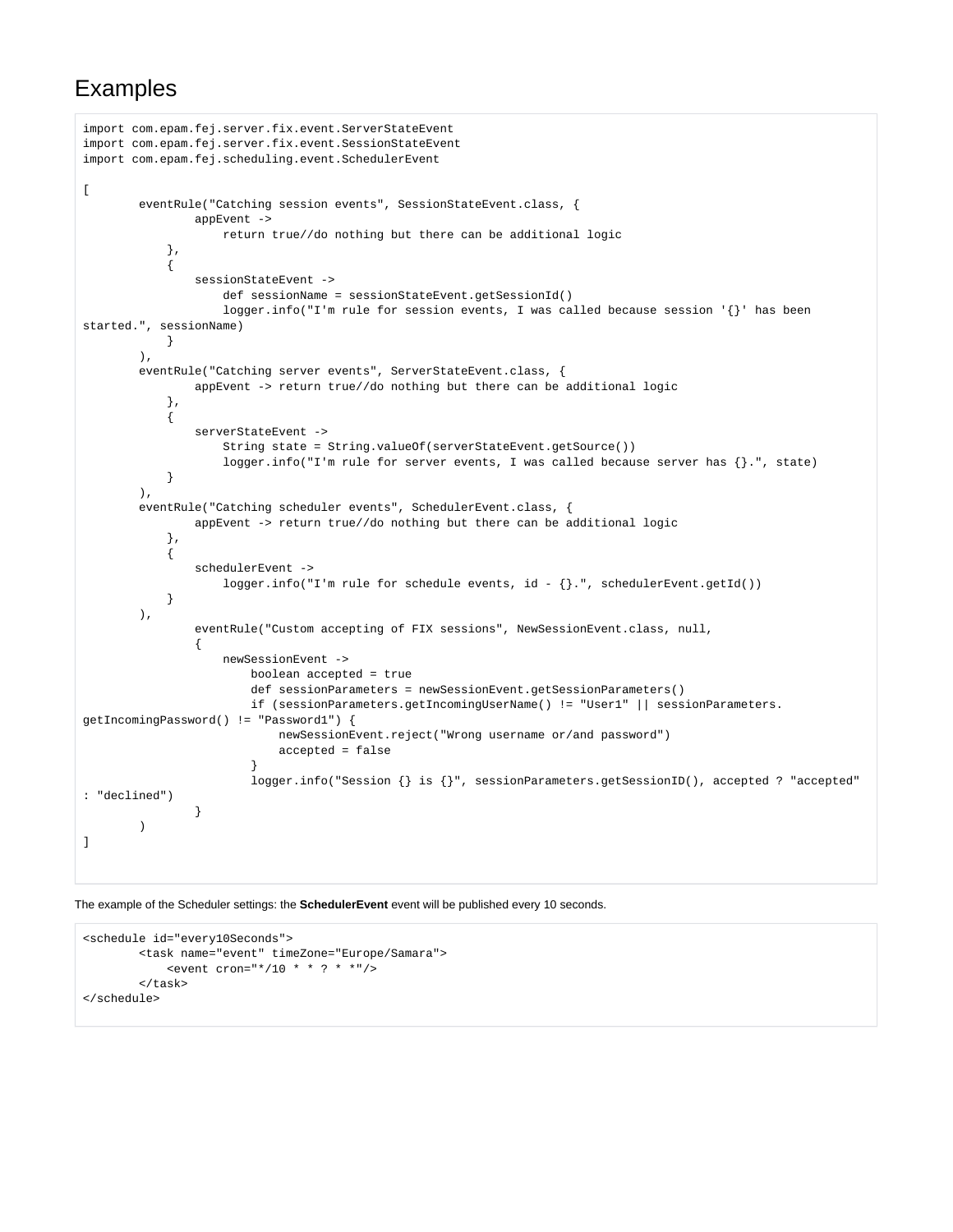# Examples

```
import com.epam.fej.server.fix.event.ServerStateEvent
import com.epam.fej.server.fix.event.SessionStateEvent
import com.epam.fej.scheduling.event.SchedulerEvent

[
        eventRule("Catching session events", SessionStateEvent.class, {
                appEvent ->
                    return true//do nothing but there can be additional logic
            },
            {
                sessionStateEvent ->
                    def sessionName = sessionStateEvent.getSessionId()
                    logger.info("I'm rule for session events, I was called because session '{}' has been 
started.", sessionName)
            }
        ),
        eventRule("Catching server events", ServerStateEvent.class, {
                appEvent -> return true//do nothing but there can be additional logic
            },
            {
                serverStateEvent ->
                    String state = String.valueOf(serverStateEvent.getSource())
                    logger.info("I'm rule for server events, I was called because server has {}.", state)
            }
        ),
        eventRule("Catching scheduler events", SchedulerEvent.class, {
                appEvent -> return true//do nothing but there can be additional logic
            },
            {
                schedulerEvent ->
                    logger.info("I'm rule for schedule events, id - {}.", schedulerEvent.getId())
            }
        ),
                eventRule("Custom accepting of FIX sessions", NewSessionEvent.class, null,
                {
                    newSessionEvent ->
                        boolean accepted = true
                        def sessionParameters = newSessionEvent.getSessionParameters()
                        if (sessionParameters.getIncomingUserName() != "User1" || sessionParameters.
getIncomingPassword() != "Password1") {
                            newSessionEvent.reject("Wrong username or/and password")
                            accepted = false
                        }
                        logger.info("Session {} is {}", sessionParameters.getSessionID(), accepted ? "accepted"
: "declined")
                }
        )
]
```

The example of the Scheduler settings: the **SchedulerEvent** event will be published every 10 seconds.

```
<schedule id="every10Seconds">
        <task name="event" timeZone="Europe/Samara">
            <event cron="*/10 * * ? * *"/>
        </task>
</schedule>
```